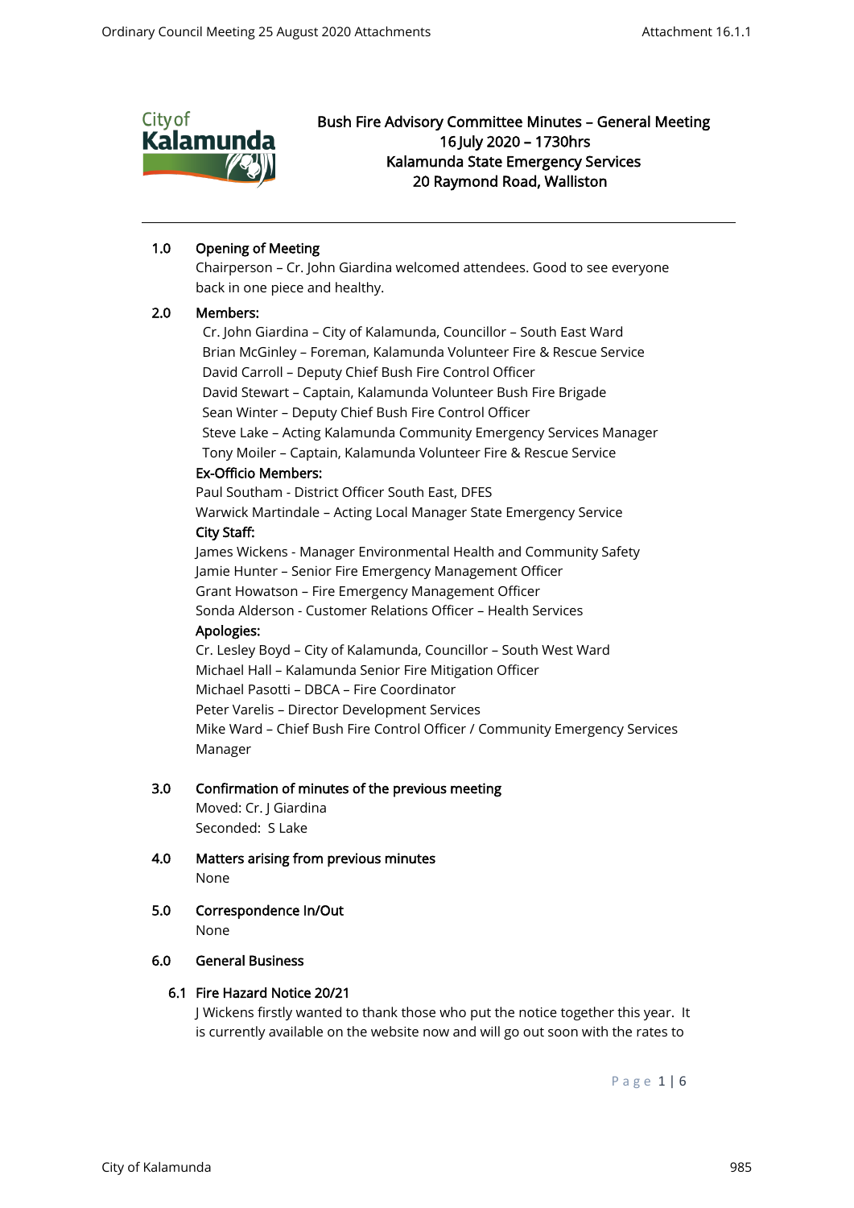# Bush Fire Advisory Committee Minutes – General Meeting
## 16 July 2020 – 1730hrs
## Kalamunda State Emergency Services
## 20 Raymond Road, Walliston

---

**1.0 Opening of Meeting**

Chairperson – Cr. John Giardina welcomed attendees. Good to see everyone back in one piece and healthy.

**2.0 Members:**

Cr. John Giardina – City of Kalamunda, Councillor – South East Ward
Brian McGinley – Foreman, Kalamunda Volunteer Fire & Rescue Service
David Carroll – Deputy Chief Bush Fire Control Officer
David Stewart – Captain, Kalamunda Volunteer Bush Fire Brigade
Sean Winter – Deputy Chief Bush Fire Control Officer
Steve Lake – Acting Kalamunda Community Emergency Services Manager
Tony Moiler – Captain, Kalamunda Volunteer Fire & Rescue Service

**Ex-Officio Members:**

Paul Southam - District Officer South East, DFES
Warwick Martindale – Acting Local Manager State Emergency Service

**City Staff:**

James Wickens - Manager Environmental Health and Community Safety
Jamie Hunter – Senior Fire Emergency Management Officer
Grant Howatson – Fire Emergency Management Officer
Sonda Alderson - Customer Relations Officer – Health Services

**Apologies:**

Cr. Lesley Boyd – City of Kalamunda, Councillor – South West Ward
Michael Hall – Kalamunda Senior Fire Mitigation Officer
Michael Pasotti – DBCA – Fire Coordinator
Peter Varelis – Director Development Services
Mike Ward – Chief Bush Fire Control Officer / Community Emergency Services Manager

**3.0 Confirmation of minutes of the previous meeting**

Moved: Cr. J Giardina
Seconded: S Lake

**4.0 Matters arising from previous minutes**

None

**5.0 Correspondence In/Out**

None

**6.0 General Business**

**6.1 Fire Hazard Notice 20/21**

J Wickens firstly wanted to thank those who put the notice together this year. It is currently available on the website now and will go out soon with the rates to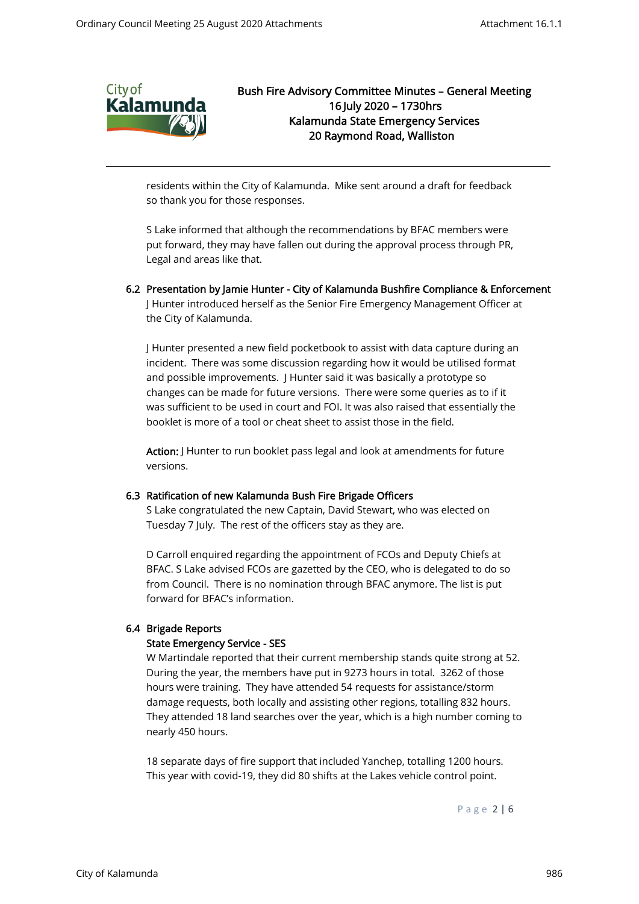residents within the City of Kalamunda. Mike sent around a draft for feedback so thank you for those responses.

S Lake informed that although the recommendations by BFAC members were put forward, they may have fallen out during the approval process through PR, Legal and areas like that.

### 6.2 Presentation by Jamie Hunter - City of Kalamunda Bushfire Compliance & Enforcement

J Hunter introduced herself as the Senior Fire Emergency Management Officer at the City of Kalamunda.

J Hunter presented a new field pocketbook to assist with data capture during an incident. There was some discussion regarding how it would be utilised format and possible improvements. J Hunter said it was basically a prototype so changes can be made for future versions. There were some queries as to if it was sufficient to be used in court and FOI. It was also raised that essentially the booklet is more of a tool or cheat sheet to assist those in the field.

**Action:** J Hunter to run booklet pass legal and look at amendments for future versions.

### 6.3 Ratification of new Kalamunda Bush Fire Brigade Officers

S Lake congratulated the new Captain, David Stewart, who was elected on Tuesday 7 July. The rest of the officers stay as they are.

D Carroll enquired regarding the appointment of FCOs and Deputy Chiefs at BFAC. S Lake advised FCOs are gazetted by the CEO, who is delegated to do so from Council. There is no nomination through BFAC anymore. The list is put forward for BFAC's information.

### 6.4 Brigade Reports

**State Emergency Service - SES**

W Martindale reported that their current membership stands quite strong at 52. During the year, the members have put in 9273 hours in total. 3262 of those hours were training. They have attended 54 requests for assistance/storm damage requests, both locally and assisting other regions, totalling 832 hours. They attended 18 land searches over the year, which is a high number coming to nearly 450 hours.

18 separate days of fire support that included Yanchep, totalling 1200 hours. This year with covid-19, they did 80 shifts at the Lakes vehicle control point.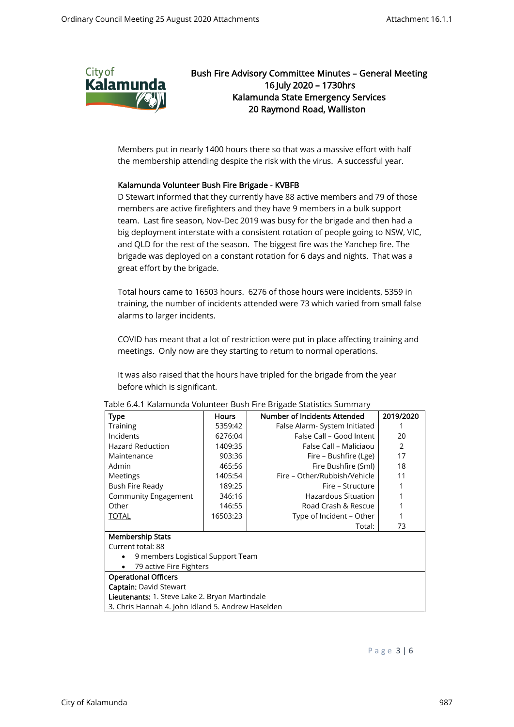Members put in nearly 1400 hours there so that was a massive effort with half the membership attending despite the risk with the virus. A successful year.

### Kalamunda Volunteer Bush Fire Brigade - KVBFB

D Stewart informed that they currently have 88 active members and 79 of those members are active firefighters and they have 9 members in a bulk support team. Last fire season, Nov-Dec 2019 was busy for the brigade and then had a big deployment interstate with a consistent rotation of people going to NSW, VIC, and QLD for the rest of the season. The biggest fire was the Yanchep fire. The brigade was deployed on a constant rotation for 6 days and nights. That was a great effort by the brigade.

Total hours came to 16503 hours. 6276 of those hours were incidents, 5359 in training, the number of incidents attended were 73 which varied from small false alarms to larger incidents.

COVID has meant that a lot of restriction were put in place affecting training and meetings. Only now are they starting to return to normal operations.

It was also raised that the hours have tripled for the brigade from the year before which is significant.

Table 6.4.1 Kalamunda Volunteer Bush Fire Brigade Statistics Summary

| Type | Hours | Number of Incidents Attended | 2019/2020 |
|---|---|---|---|
| Training | 5359:42 | False Alarm- System Initiated | 1 |
| Incidents | 6276:04 | False Call – Good Intent | 20 |
| Hazard Reduction | 1409:35 | False Call – Maliciaou | 2 |
| Maintenance | 903:36 | Fire – Bushfire (Lge) | 17 |
| Admin | 465:56 | Fire Bushfire (Sml) | 18 |
| Meetings | 1405:54 | Fire – Other/Rubbish/Vehicle | 11 |
| Bush Fire Ready | 189:25 | Fire – Structure | 1 |
| Community Engagement | 346:16 | Hazardous Situation | 1 |
| Other | 146:55 | Road Crash & Rescue | 1 |
| TOTAL | 16503:23 | Type of Incident – Other | 1 |
| | | Total: | 73 |

**Membership Stats**

Current total: 88

- 9 members Logistical Support Team
- 79 active Fire Fighters

**Operational Officers**

**Captain:** David Stewart

**Lieutenants:** 1. Steve Lake 2. Bryan Martindale
3. Chris Hannah 4. John Idland 5. Andrew Haselden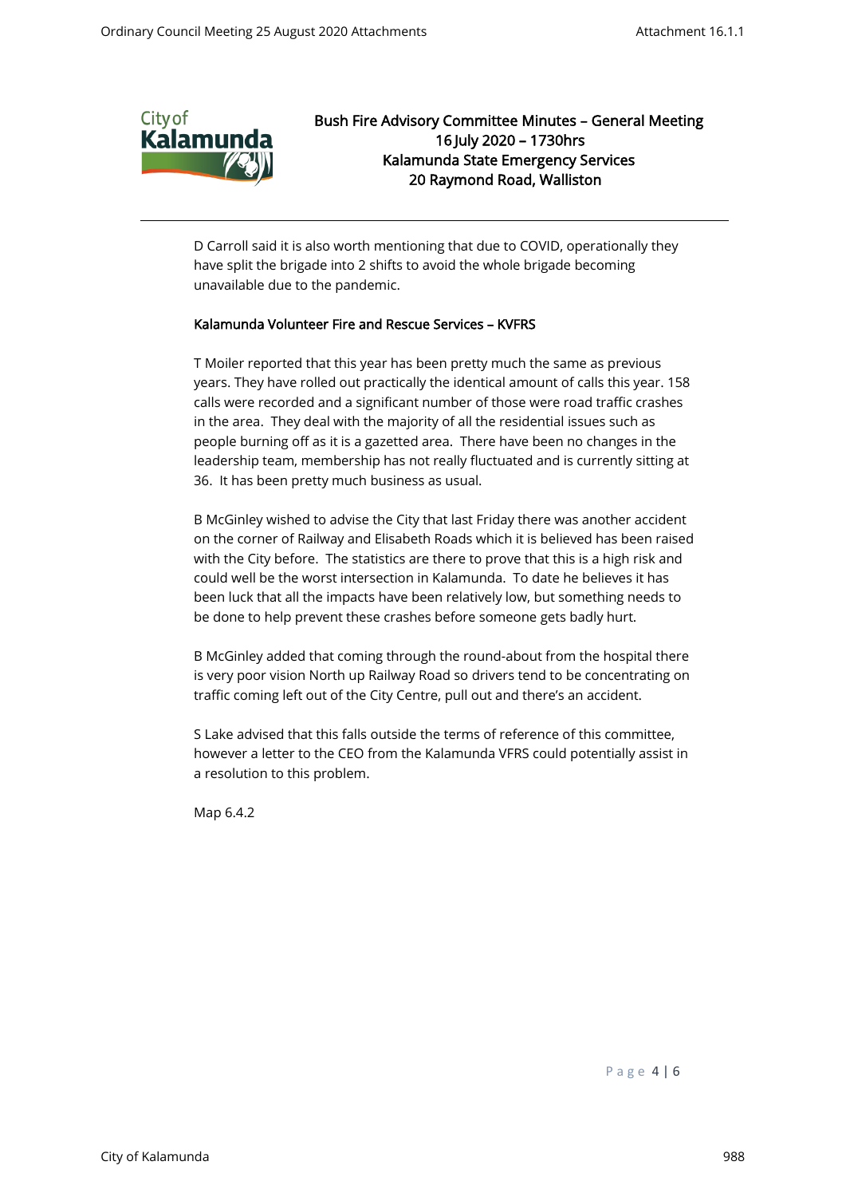D Carroll said it is also worth mentioning that due to COVID, operationally they have split the brigade into 2 shifts to avoid the whole brigade becoming unavailable due to the pandemic.

### Kalamunda Volunteer Fire and Rescue Services – KVFRS

T Moiler reported that this year has been pretty much the same as previous years. They have rolled out practically the identical amount of calls this year. 158 calls were recorded and a significant number of those were road traffic crashes in the area. They deal with the majority of all the residential issues such as people burning off as it is a gazetted area. There have been no changes in the leadership team, membership has not really fluctuated and is currently sitting at 36. It has been pretty much business as usual.

B McGinley wished to advise the City that last Friday there was another accident on the corner of Railway and Elisabeth Roads which it is believed has been raised with the City before. The statistics are there to prove that this is a high risk and could well be the worst intersection in Kalamunda. To date he believes it has been luck that all the impacts have been relatively low, but something needs to be done to help prevent these crashes before someone gets badly hurt.

B McGinley added that coming through the round-about from the hospital there is very poor vision North up Railway Road so drivers tend to be concentrating on traffic coming left out of the City Centre, pull out and there's an accident.

S Lake advised that this falls outside the terms of reference of this committee, however a letter to the CEO from the Kalamunda VFRS could potentially assist in a resolution to this problem.

Map 6.4.2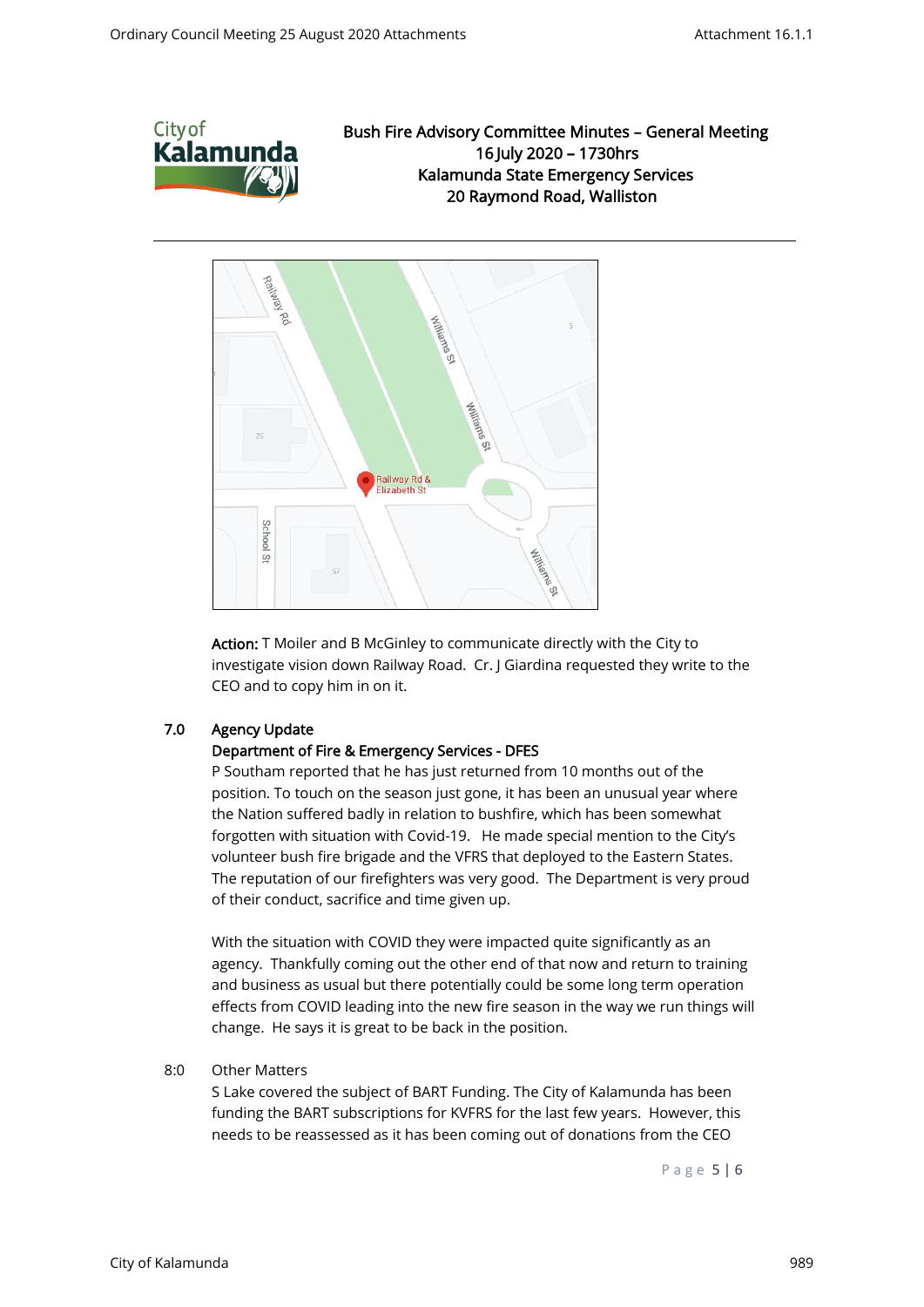**Bush Fire Advisory Committee Minutes – General Meeting**
**16 July 2020 – 1730hrs**
**Kalamunda State Emergency Services**
**20 Raymond Road, Walliston**

---

**Action:** T Moiler and B McGinley to communicate directly with the City to investigate vision down Railway Road. Cr. J Giardina requested they write to the CEO and to copy him in on it.

## 7.0 Agency Update

**Department of Fire & Emergency Services - DFES**

P Southam reported that he has just returned from 10 months out of the position. To touch on the season just gone, it has been an unusual year where the Nation suffered badly in relation to bushfire, which has been somewhat forgotten with situation with Covid-19. He made special mention to the City's volunteer bush fire brigade and the VFRS that deployed to the Eastern States. The reputation of our firefighters was very good. The Department is very proud of their conduct, sacrifice and time given up.

With the situation with COVID they were impacted quite significantly as an agency. Thankfully coming out the other end of that now and return to training and business as usual but there potentially could be some long term operation effects from COVID leading into the new fire season in the way we run things will change. He says it is great to be back in the position.

## 8:0 Other Matters

S Lake covered the subject of BART Funding. The City of Kalamunda has been funding the BART subscriptions for KVFRS for the last few years. However, this needs to be reassessed as it has been coming out of donations from the CEO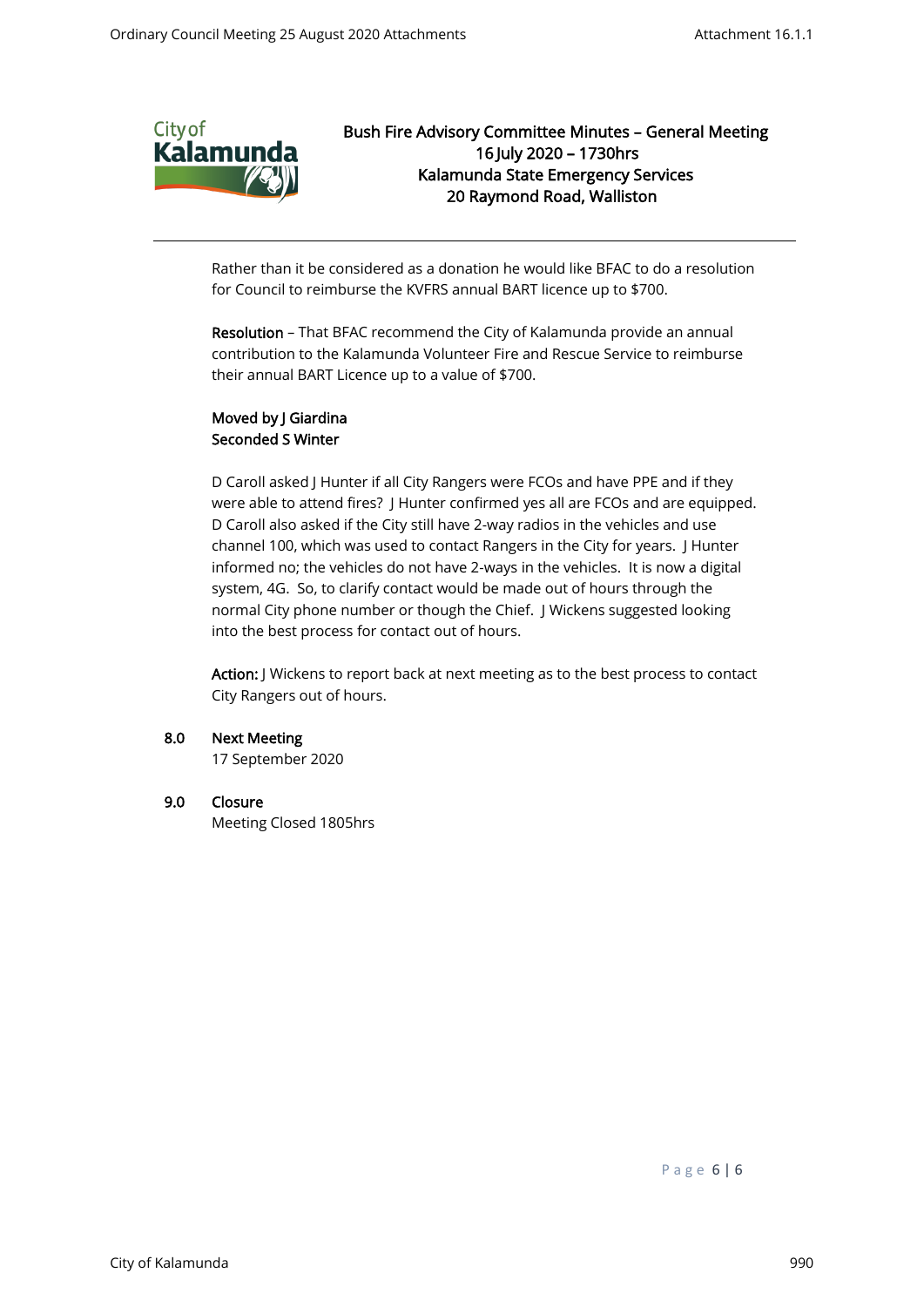Rather than it be considered as a donation he would like BFAC to do a resolution for Council to reimburse the KVFRS annual BART licence up to $700.

**Resolution** – That BFAC recommend the City of Kalamunda provide an annual contribution to the Kalamunda Volunteer Fire and Rescue Service to reimburse their annual BART Licence up to a value of $700.

**Moved by J Giardina**
**Seconded S Winter**

D Caroll asked J Hunter if all City Rangers were FCOs and have PPE and if they were able to attend fires? J Hunter confirmed yes all are FCOs and are equipped. D Caroll also asked if the City still have 2-way radios in the vehicles and use channel 100, which was used to contact Rangers in the City for years. J Hunter informed no; the vehicles do not have 2-ways in the vehicles. It is now a digital system, 4G. So, to clarify contact would be made out of hours through the normal City phone number or though the Chief. J Wickens suggested looking into the best process for contact out of hours.

**Action:** J Wickens to report back at next meeting as to the best process to contact City Rangers out of hours.

## 8.0 Next Meeting

17 September 2020

## 9.0 Closure

Meeting Closed 1805hrs